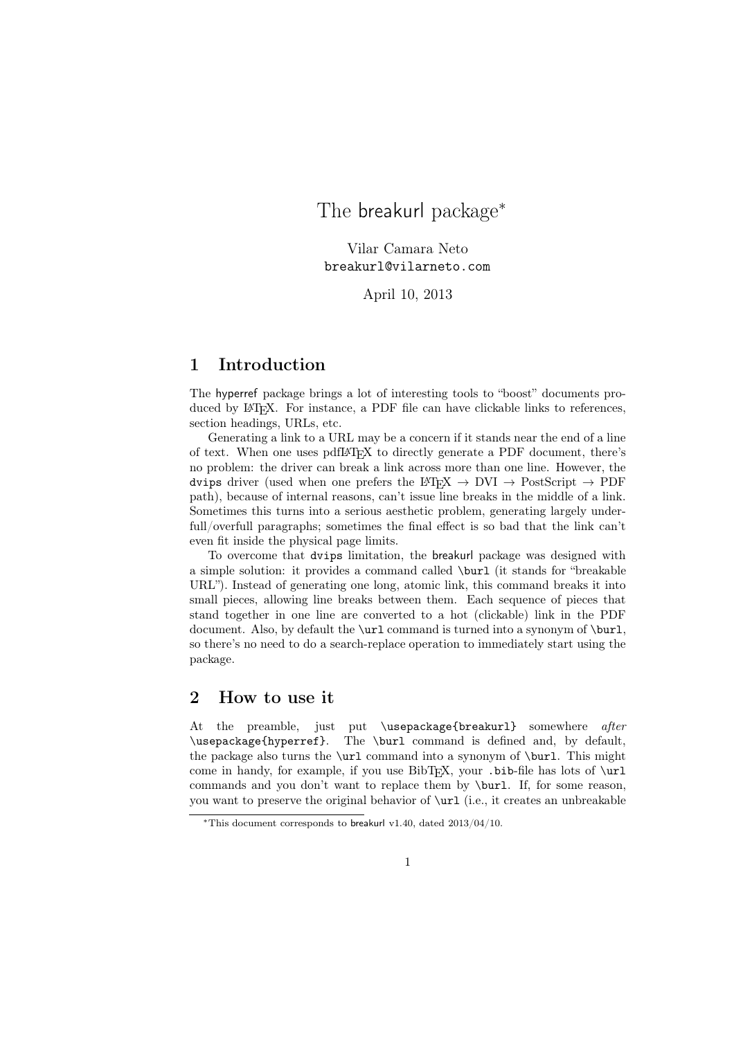# The breakurl package*

Vilar Camara Neto
`breakurl@vilarneto.com`

April 10, 2013

## 1 Introduction

The hyperref package brings a lot of interesting tools to "boost" documents produced by LaTeX. For instance, a PDF file can have clickable links to references, section headings, URLs, etc.

Generating a link to a URL may be a concern if it stands near the end of a line of text. When one uses pdfLaTeX to directly generate a PDF document, there's no problem: the driver can break a link across more than one line. However, the `dvips` driver (used when one prefers the LaTeX → DVI → PostScript → PDF path), because of internal reasons, can't issue line breaks in the middle of a link. Sometimes this turns into a serious aesthetic problem, generating largely underfull/overfull paragraphs; sometimes the final effect is so bad that the link can't even fit inside the physical page limits.

To overcome that `dvips` limitation, the breakurl package was designed with a simple solution: it provides a command called `\burl` (it stands for "breakable URL"). Instead of generating one long, atomic link, this command breaks it into small pieces, allowing line breaks between them. Each sequence of pieces that stand together in one line are converted to a hot (clickable) link in the PDF document. Also, by default the `\url` command is turned into a synonym of `\burl`, so there's no need to do a search-replace operation to immediately start using the package.

## 2 How to use it

At the preamble, just put `\usepackage{breakurl}` somewhere *after* `\usepackage{hyperref}`. The `\burl` command is defined and, by default, the package also turns the `\url` command into a synonym of `\burl`. This might come in handy, for example, if you use BibTeX, your `.bib`-file has lots of `\url` commands and you don't want to replace them by `\burl`. If, for some reason, you want to preserve the original behavior of `\url` (i.e., it creates an unbreakable

*This document corresponds to breakurl v1.40, dated 2013/04/10.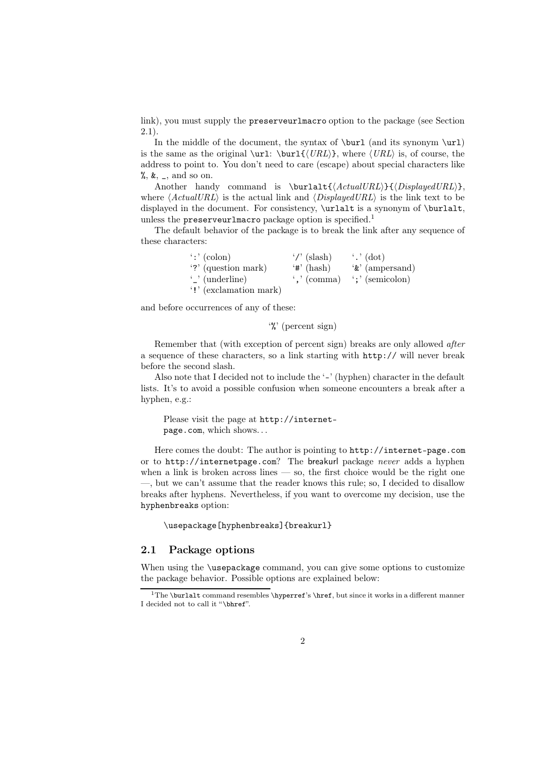link), you must supply the `preserveurlmacro` option to the package (see Section 2.1).

In the middle of the document, the syntax of `\burl` (and its synonym `\url`) is the same as the original `\url`: `\burl{`⟨*URL*⟩`}`, where ⟨*URL*⟩ is, of course, the address to point to. You don't need to care (escape) about special characters like `%`, `&`, `_`, and so on.

Another handy command is `\burlalt{`⟨*ActualURL*⟩`}{`⟨*DisplayedURL*⟩`}`, where ⟨*ActualURL*⟩ is the actual link and ⟨*DisplayedURL*⟩ is the link text to be displayed in the document. For consistency, `\urlalt` is a synonym of `\burlalt`, unless the `preserveurlmacro` package option is specified.[1]

The default behavior of the package is to break the link after any sequence of these characters:

| | | |
|---|---|---|
| '`:`' (colon) | '`/`' (slash) | '`.`' (dot) |
| '`?`' (question mark) | '`#`' (hash) | '`&`' (ampersand) |
| '`_`' (underline) | '`,`' (comma) | '`;`' (semicolon) |
| '`!`' (exclamation mark) | | |

and before occurrences of any of these:

'`%`' (percent sign)

Remember that (with exception of percent sign) breaks are only allowed *after* a sequence of these characters, so a link starting with `http://` will never break before the second slash.

Also note that I decided not to include the '`-`' (hyphen) character in the default lists. It's to avoid a possible confusion when someone encounters a break after a hyphen, e.g.:

> Please visit the page at `http://internet-`
> `page.com`, which shows...

Here comes the doubt: The author is pointing to `http://internet-page.com` or to `http://internetpage.com`? The breakurl package *never* adds a hyphen when a link is broken across lines — so, the first choice would be the right one —, but we can't assume that the reader knows this rule; so, I decided to disallow breaks after hyphens. Nevertheless, if you want to overcome my decision, use the `hyphenbreaks` option:

```
\usepackage[hyphenbreaks]{breakurl}
```

## 2.1 Package options

When using the `\usepackage` command, you can give some options to customize the package behavior. Possible options are explained below:

[1] The `\burlalt` command resembles `\hyperref`'s `\href`, but since it works in a different manner I decided not to call it "`\bhref`".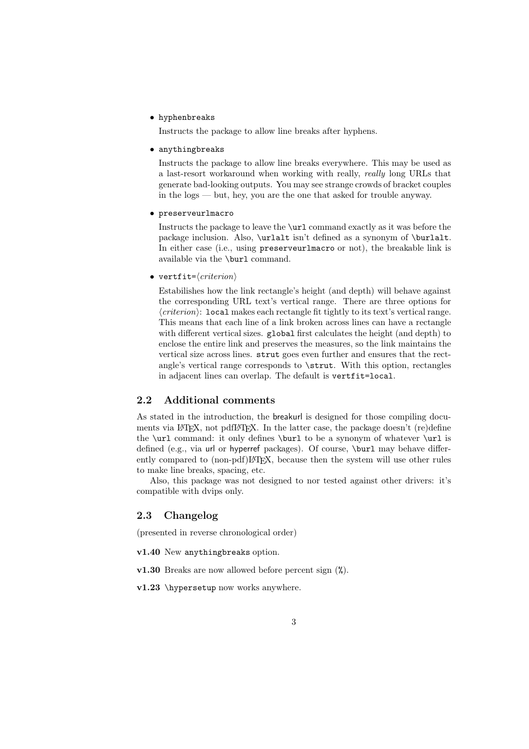- `hyphenbreaks`

  Instructs the package to allow line breaks after hyphens.

- `anythingbreaks`

  Instructs the package to allow line breaks everywhere. This may be used as a last-resort workaround when working with really, *really* long URLs that generate bad-looking outputs. You may see strange crowds of bracket couples in the logs — but, hey, you are the one that asked for trouble anyway.

- `preserveurlmacro`

  Instructs the package to leave the `\url` command exactly as it was before the package inclusion. Also, `\urlalt` isn't defined as a synonym of `\burlalt`. In either case (i.e., using `preserveurlmacro` or not), the breakable link is available via the `\burl` command.

- `vertfit=`⟨*criterion*⟩

  Estabilishes how the link rectangle's height (and depth) will behave against the corresponding URL text's vertical range. There are three options for ⟨*criterion*⟩: `local` makes each rectangle fit tightly to its text's vertical range. This means that each line of a link broken across lines can have a rectangle with different vertical sizes. `global` first calculates the height (and depth) to enclose the entire link and preserves the measures, so the link maintains the vertical size across lines. `strut` goes even further and ensures that the rectangle's vertical range corresponds to `\strut`. With this option, rectangles in adjacent lines can overlap. The default is `vertfit=local`.

## 2.2 Additional comments

As stated in the introduction, the breakurl is designed for those compiling documents via LaTeX, not pdfLaTeX. In the latter case, the package doesn't (re)define the `\url` command: it only defines `\burl` to be a synonym of whatever `\url` is defined (e.g., via url or hyperref packages). Of course, `\burl` may behave differently compared to (non-pdf)LaTeX, because then the system will use other rules to make line breaks, spacing, etc.

Also, this package was not designed to nor tested against other drivers: it's compatible with dvips only.

## 2.3 Changelog

(presented in reverse chronological order)

**v1.40** New `anythingbreaks` option.

**v1.30** Breaks are now allowed before percent sign (`%`).

**v1.23** `\hypersetup` now works anywhere.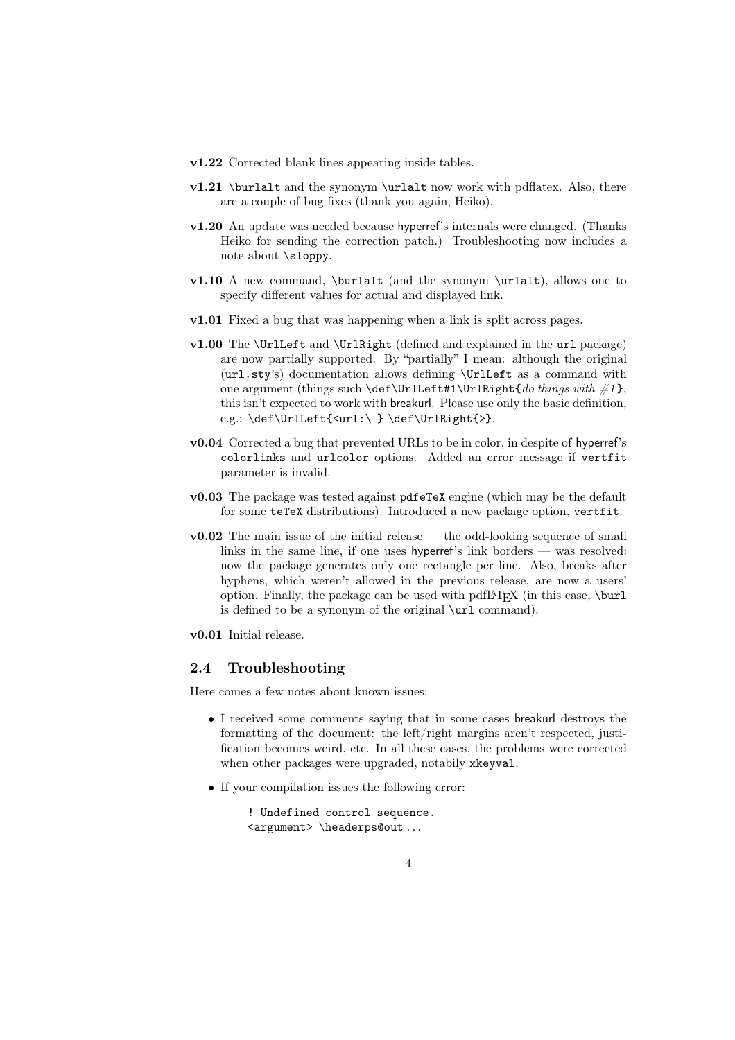**v1.22** Corrected blank lines appearing inside tables.

**v1.21** `\burlalt` and the synonym `\urlalt` now work with pdflatex. Also, there are a couple of bug fixes (thank you again, Heiko).

**v1.20** An update was needed because hyperref's internals were changed. (Thanks Heiko for sending the correction patch.) Troubleshooting now includes a note about `\sloppy`.

**v1.10** A new command, `\burlalt` (and the synonym `\urlalt`), allows one to specify different values for actual and displayed link.

**v1.01** Fixed a bug that was happening when a link is split across pages.

**v1.00** The `\UrlLeft` and `\UrlRight` (defined and explained in the `url` package) are now partially supported. By "partially" I mean: although the original (`url.sty`'s) documentation allows defining `\UrlLeft` as a command with one argument (things such `\def\UrlLeft#1\UrlRight{`*do things with #1*`}`, this isn't expected to work with breakurl. Please use only the basic definition, e.g.: `\def\UrlLeft{<url:\ } \def\UrlRight{>}`.

**v0.04** Corrected a bug that prevented URLs to be in color, in despite of hyperref's `colorlinks` and `urlcolor` options. Added an error message if `vertfit` parameter is invalid.

**v0.03** The package was tested against `pdfeTeX` engine (which may be the default for some `teTeX` distributions). Introduced a new package option, `vertfit`.

**v0.02** The main issue of the initial release — the odd-looking sequence of small links in the same line, if one uses hyperref's link borders — was resolved: now the package generates only one rectangle per line. Also, breaks after hyphens, which weren't allowed in the previous release, are now a users' option. Finally, the package can be used with pdfLaTeX (in this case, `\burl` is defined to be a synonym of the original `\url` command).

**v0.01** Initial release.

## 2.4 Troubleshooting

Here comes a few notes about known issues:

- I received some comments saying that in some cases breakurl destroys the formatting of the document: the left/right margins aren't respected, justification becomes weird, etc. In all these cases, the problems were corrected when other packages were upgraded, notabily `xkeyval`.

- If your compilation issues the following error:

```
! Undefined control sequence.
<argument> \headerps@out ...
```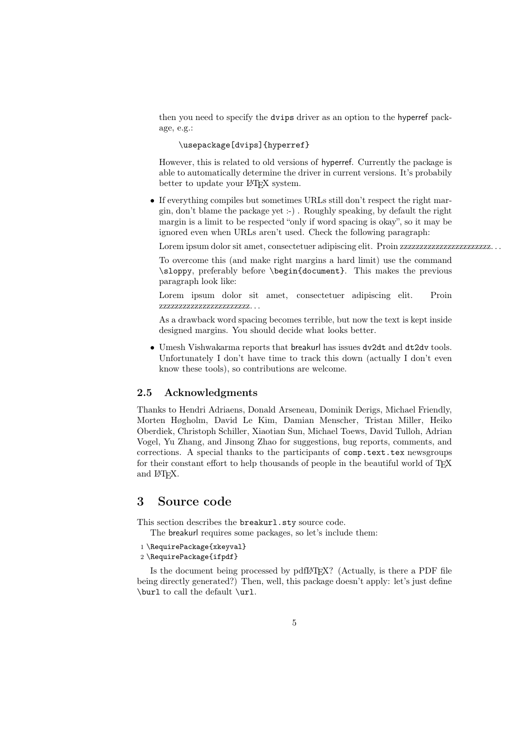then you need to specify the `dvips` driver as an option to the hyperref package, e.g.:

```
\usepackage[dvips]{hyperref}
```

However, this is related to old versions of hyperref. Currently the package is able to automatically determine the driver in current versions. It's probabily better to update your LaTeX system.

- If everything compiles but sometimes URLs still don't respect the right margin, don't blame the package yet :-) . Roughly speaking, by default the right margin is a limit to be respected "only if word spacing is okay", so it may be ignored even when URLs aren't used. Check the following paragraph:

  Lorem ipsum dolor sit amet, consectetuer adipiscing elit. Proin zzzzzzzzzzzzzzzzzzzzzzzz. . .

  To overcome this (and make right margins a hard limit) use the command `\sloppy`, preferably before `\begin{document}`. This makes the previous paragraph look like:

  Lorem ipsum dolor sit amet, consectetuer adipiscing elit. Proin zzzzzzzzzzzzzzzzzzzzzzzz. . .

  As a drawback word spacing becomes terrible, but now the text is kept inside designed margins. You should decide what looks better.

- Umesh Vishwakarma reports that breakurl has issues `dv2dt` and `dt2dv` tools. Unfortunately I don't have time to track this down (actually I don't even know these tools), so contributions are welcome.

### 2.5 Acknowledgments

Thanks to Hendri Adriaens, Donald Arseneau, Dominik Derigs, Michael Friendly, Morten Høgholm, David Le Kim, Damian Menscher, Tristan Miller, Heiko Oberdiek, Christoph Schiller, Xiaotian Sun, Michael Toews, David Tulloh, Adrian Vogel, Yu Zhang, and Jinsong Zhao for suggestions, bug reports, comments, and corrections. A special thanks to the participants of `comp.text.tex` newsgroups for their constant effort to help thousands of people in the beautiful world of TeX and LaTeX.

## 3 Source code

This section describes the `breakurl.sty` source code.

The breakurl requires some packages, so let's include them:

```
1 \RequirePackage{xkeyval}
2 \RequirePackage{ifpdf}
```

Is the document being processed by pdfLaTeX? (Actually, is there a PDF file being directly generated?) Then, well, this package doesn't apply: let's just define `\burl` to call the default `\url`.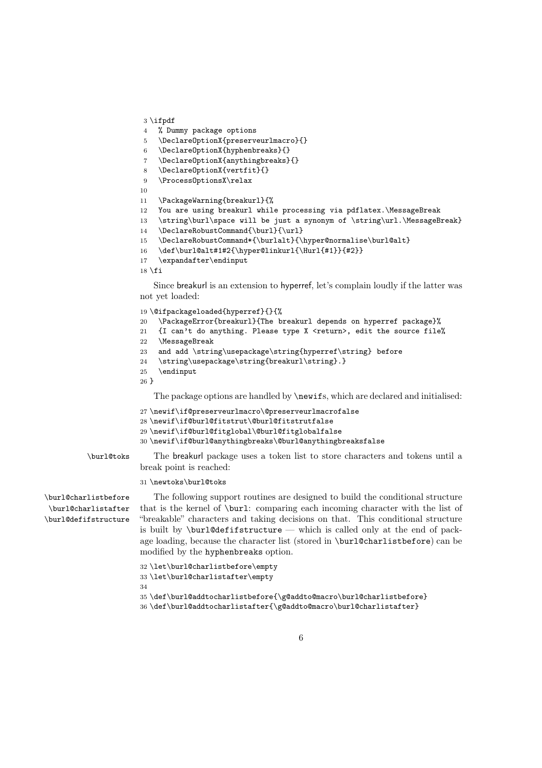```
3 \ifpdf
4   % Dummy package options
5   \DeclareOptionX{preserveurlmacro}{}
6   \DeclareOptionX{hyphenbreaks}{}
7   \DeclareOptionX{anythingbreaks}{}
8   \DeclareOptionX{vertfit}{}
9   \ProcessOptionsX\relax
10
11  \PackageWarning{breakurl}{%
12  You are using breakurl while processing via pdflatex.\MessageBreak
13  \string\burl\space will be just a synonym of \string\url.\MessageBreak}
14  \DeclareRobustCommand{\burl}{\url}
15  \DeclareRobustCommand*{\burlalt}{\hyper@normalise\burl@alt}
16  \def\burl@alt#1#2{\hyper@linkurl{\Hurl{#1}}{#2}}
17  \expandafter\endinput
18 \fi
```

Since breakurl is an extension to hyperref, let's complain loudly if the latter was not yet loaded:

```
19 \@ifpackageloaded{hyperref}{}{%
20   \PackageError{breakurl}{The breakurl depends on hyperref package}%
21   {I can't do anything. Please type X <return>, edit the source file%
22   \MessageBreak
23   and add \string\usepackage\string{hyperref\string} before
24   \string\usepackage\string{breakurl\string}.}
25   \endinput
26 }
```

The package options are handled by `\newif`s, which are declared and initialised:

```
27 \newif\if@preserveurlmacro\@preserveurlmacrofalse
28 \newif\if@burl@fitstrut\@burl@fitstrutfalse
29 \newif\if@burl@fitglobal\@burl@fitglobalfalse
30 \newif\if@burl@anythingbreaks\@burl@anythingbreaksfalse
```

`\burl@toks` The breakurl package uses a token list to store characters and tokens until a break point is reached:

```
31 \newtoks\burl@toks
```

`\burl@charlistbefore` `\burl@charlistafter` `\burl@defifstructure` The following support routines are designed to build the conditional structure that is the kernel of `\burl`: comparing each incoming character with the list of "breakable" characters and taking decisions on that. This conditional structure is built by `\burl@defifstructure` — which is called only at the end of package loading, because the character list (stored in `\burl@charlistbefore`) can be modified by the `hyphenbreaks` option.

```
32 \let\burl@charlistbefore\empty
33 \let\burl@charlistafter\empty
34
35 \def\burl@addtocharlistbefore{\g@addto@macro\burl@charlistbefore}
36 \def\burl@addtocharlistafter{\g@addto@macro\burl@charlistafter}
```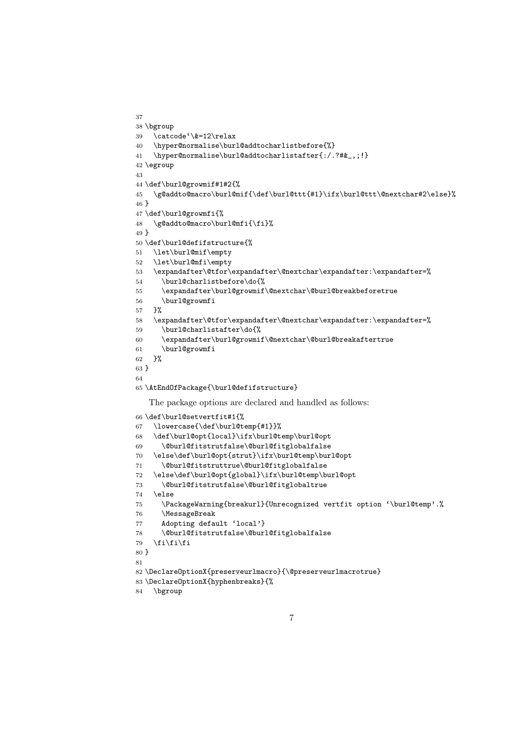```
37
38 \bgroup
39   \catcode`\&=12\relax
40   \hyper@normalise\burl@addtocharlistbefore{%}
41   \hyper@normalise\burl@addtocharlistafter{:/.?#&_,;!}
42 \egroup
43
44 \def\burl@growmif#1#2{%
45   \g@addto@macro\burl@mif{\def\burl@ttt{#1}\ifx\burl@ttt\@nextchar#2\else}%
46 }
47 \def\burl@growmfi{%
48   \g@addto@macro\burl@mfi{\fi}%
49 }
50 \def\burl@defifstructure{%
51   \let\burl@mif\empty
52   \let\burl@mfi\empty
53   \expandafter\@tfor\expandafter\@nextchar\expandafter:\expandafter=%
54     \burl@charlistbefore\do{%
55     \expandafter\burl@growmif\@nextchar\@burl@breakbeforetrue
56     \burl@growmfi
57   }%
58   \expandafter\@tfor\expandafter\@nextchar\expandafter:\expandafter=%
59     \burl@charlistafter\do{%
60     \expandafter\burl@growmif\@nextchar\@burl@breakaftertrue
61     \burl@growmfi
62   }%
63 }
64
65 \AtEndOfPackage{\burl@defifstructure}
```

The package options are declared and handled as follows:

```
66 \def\burl@setvertfit#1{%
67   \lowercase{\def\burl@temp{#1}}%
68   \def\burl@opt{local}\ifx\burl@temp\burl@opt
69     \@burl@fitstrutfalse\@burl@fitglobalfalse
70   \else\def\burl@opt{strut}\ifx\burl@temp\burl@opt
71     \@burl@fitstruttrue\@burl@fitglobalfalse
72   \else\def\burl@opt{global}\ifx\burl@temp\burl@opt
73     \@burl@fitstrutfalse\@burl@fitglobaltrue
74   \else
75     \PackageWarning{breakurl}{Unrecognized vertfit option `\burl@temp'.%
76     \MessageBreak
77     Adopting default `local'}
78     \@burl@fitstrutfalse\@burl@fitglobalfalse
79   \fi\fi\fi
80 }
81
82 \DeclareOptionX{preserveurlmacro}{\@preserveurlmacrotrue}
83 \DeclareOptionX{hyphenbreaks}{%
84   \bgroup
```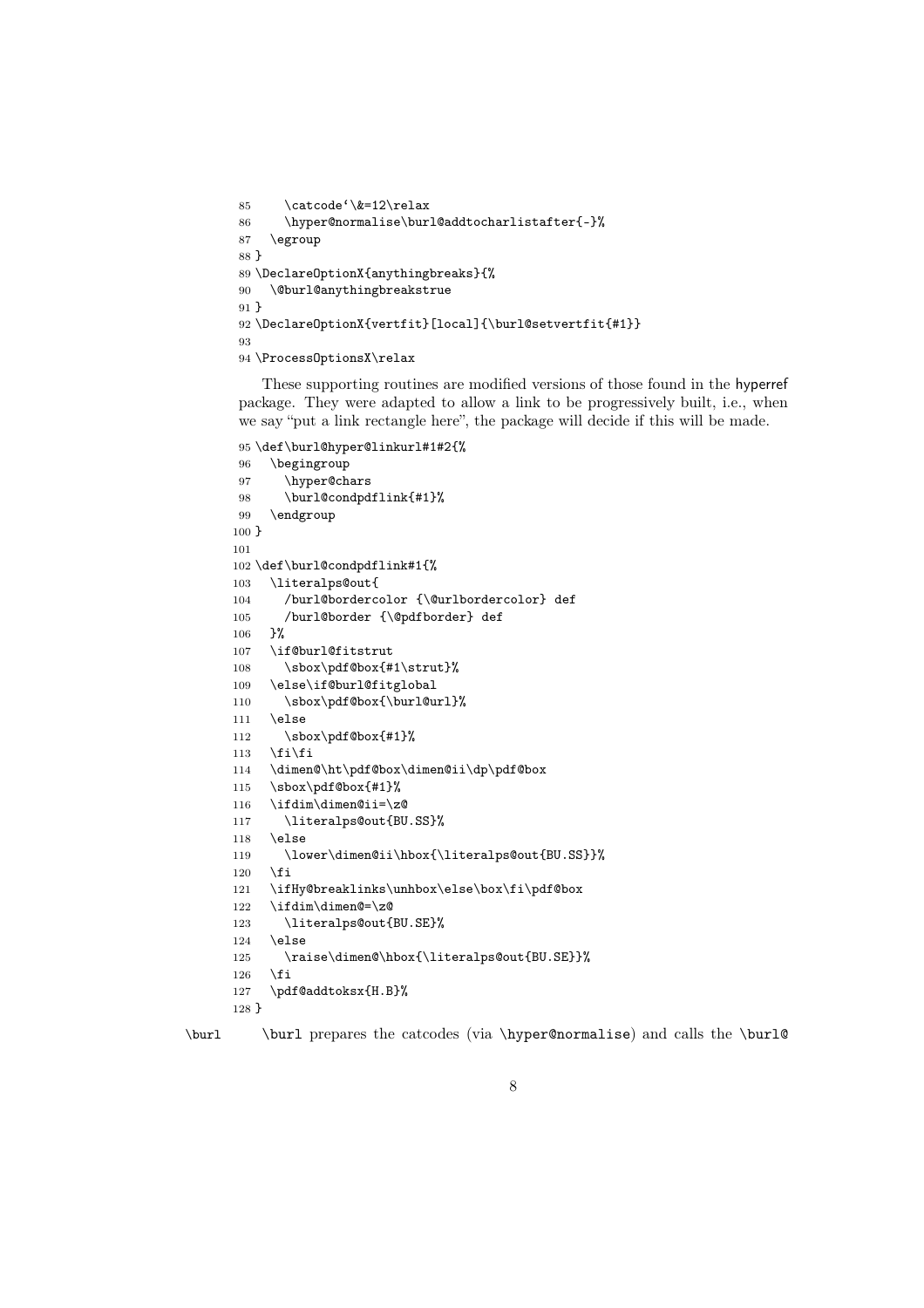```
85     \catcode`\&=12\relax
86     \hyper@normalise\burl@addtocharlistafter{-}%
87   \egroup
88 }
89 \DeclareOptionX{anythingbreaks}{%
90   \@burl@anythingbreakstrue
91 }
92 \DeclareOptionX{vertfit}[local]{\burl@setvertfit{#1}}
93
94 \ProcessOptionsX\relax
```

These supporting routines are modified versions of those found in the hyperref package. They were adapted to allow a link to be progressively built, i.e., when we say "put a link rectangle here", the package will decide if this will be made.

```
95 \def\burl@hyper@linkurl#1#2{%
96   \begingroup
97     \hyper@chars
98     \burl@condpdflink{#1}%
99   \endgroup
100 }
101
102 \def\burl@condpdflink#1{%
103   \literalps@out{
104     /burl@bordercolor {\@urlbordercolor} def
105     /burl@border {\@pdfborder} def
106   }%
107   \if@burl@fitstrut
108     \sbox\pdf@box{#1\strut}%
109   \else\if@burl@fitglobal
110     \sbox\pdf@box{\burl@url}%
111   \else
112     \sbox\pdf@box{#1}%
113   \fi\fi
114   \dimen@\ht\pdf@box\dimen@ii\dp\pdf@box
115   \sbox\pdf@box{#1}%
116   \ifdim\dimen@ii=\z@
117     \literalps@out{BU.SS}%
118   \else
119     \lower\dimen@ii\hbox{\literalps@out{BU.SS}}%
120   \fi
121   \ifHy@breaklinks\unhbox\else\box\fi\pdf@box
122   \ifdim\dimen@=\z@
123     \literalps@out{BU.SE}%
124   \else
125     \raise\dimen@\hbox{\literalps@out{BU.SE}}%
126   \fi
127   \pdf@addtoksx{H.B}%
128 }
```

\burl     \burl prepares the catcodes (via \hyper@normalise) and calls the \burl@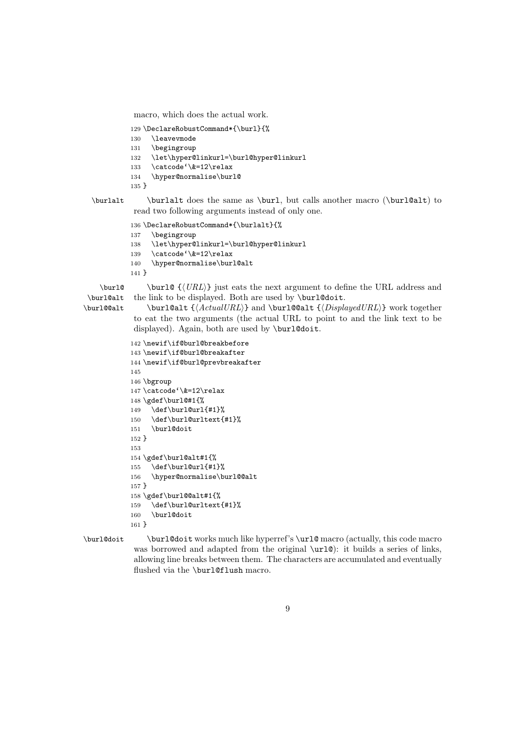macro, which does the actual work.

```
129 \DeclareRobustCommand*{\burl}{%
130   \leavevmode
131   \begingroup
132   \let\hyper@linkurl=\burl@hyper@linkurl
133   \catcode`\&=12\relax
134   \hyper@normalise\burl@
135 }
```

\burlalt

\burlalt does the same as \burl, but calls another macro (\burl@alt) to read two following arguments instead of only one.

```
136 \DeclareRobustCommand*{\burlalt}{%
137   \begingroup
138   \let\hyper@linkurl=\burl@hyper@linkurl
139   \catcode`\&=12\relax
140   \hyper@normalise\burl@alt
141 }
```

\burl@
\burl@alt
\burl@@alt

\burl@ {⟨*URL*⟩} just eats the next argument to define the URL address and the link to be displayed. Both are used by \burl@doit.

\burl@alt {⟨*ActualURL*⟩} and \burl@@alt {⟨*DisplayedURL*⟩} work together to eat the two arguments (the actual URL to point to and the link text to be displayed). Again, both are used by \burl@doit.

```
142 \newif\if@burl@breakbefore
143 \newif\if@burl@breakafter
144 \newif\if@burl@prevbreakafter
145
146 \bgroup
147 \catcode`\&=12\relax
148 \gdef\burl@#1{%
149   \def\burl@url{#1}%
150   \def\burl@urltext{#1}%
151   \burl@doit
152 }
153
154 \gdef\burl@alt#1{%
155   \def\burl@url{#1}%
156   \hyper@normalise\burl@@alt
157 }
158 \gdef\burl@@alt#1{%
159   \def\burl@urltext{#1}%
160   \burl@doit
161 }
```

\burl@doit

\burl@doit works much like hyperref's \url@ macro (actually, this code macro was borrowed and adapted from the original \url@): it builds a series of links, allowing line breaks between them. The characters are accumulated and eventually flushed via the \burl@flush macro.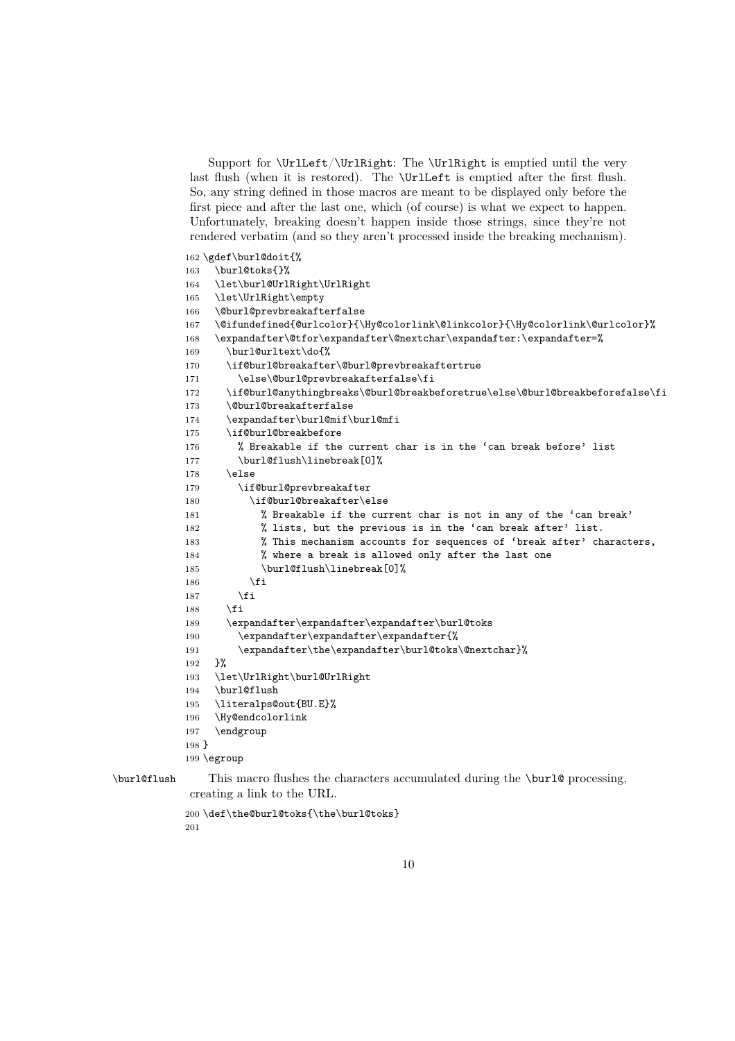Support for `\UrlLeft`/`\UrlRight`: The `\UrlRight` is emptied until the very last flush (when it is restored). The `\UrlLeft` is emptied after the first flush. So, any string defined in those macros are meant to be displayed only before the first piece and after the last one, which (of course) is what we expect to happen. Unfortunately, breaking doesn't happen inside those strings, since they're not rendered verbatim (and so they aren't processed inside the breaking mechanism).

```
162 \gdef\burl@doit{%
163   \burl@toks{}%
164   \let\burl@UrlRight\UrlRight
165   \let\UrlRight\empty
166   \@burl@prevbreakafterfalse
167   \@ifundefined{@urlcolor}{\Hy@colorlink\@linkcolor}{\Hy@colorlink\@urlcolor}%
168   \expandafter\@tfor\expandafter\@nextchar\expandafter:\expandafter=%
169     \burl@urltext\do{%
170     \if@burl@breakafter\@burl@prevbreakaftertrue
171       \else\@burl@prevbreakafterfalse\fi
172     \if@burl@anythingbreaks\@burl@breakbeforetrue\else\@burl@breakbeforefalse\fi
173     \@burl@breakafterfalse
174     \expandafter\burl@mif\burl@mfi
175     \if@burl@breakbefore
176       % Breakable if the current char is in the `can break before' list
177       \burl@flush\linebreak[0]%
178     \else
179       \if@burl@prevbreakafter
180         \if@burl@breakafter\else
181           % Breakable if the current char is not in any of the `can break'
182           % lists, but the previous is in the `can break after' list.
183           % This mechanism accounts for sequences of `break after' characters,
184           % where a break is allowed only after the last one
185           \burl@flush\linebreak[0]%
186         \fi
187       \fi
188     \fi
189     \expandafter\expandafter\expandafter\burl@toks
190       \expandafter\expandafter\expandafter{%
191       \expandafter\the\expandafter\burl@toks\@nextchar}%
192   }%
193   \let\UrlRight\burl@UrlRight
194   \burl@flush
195   \literalps@out{BU.E}%
196   \Hy@endcolorlink
197   \endgroup
198 }
199 \egroup
```

`\burl@flush` This macro flushes the characters accumulated during the `\burl@` processing, creating a link to the URL.

```
200 \def\the@burl@toks{\the\burl@toks}
201
```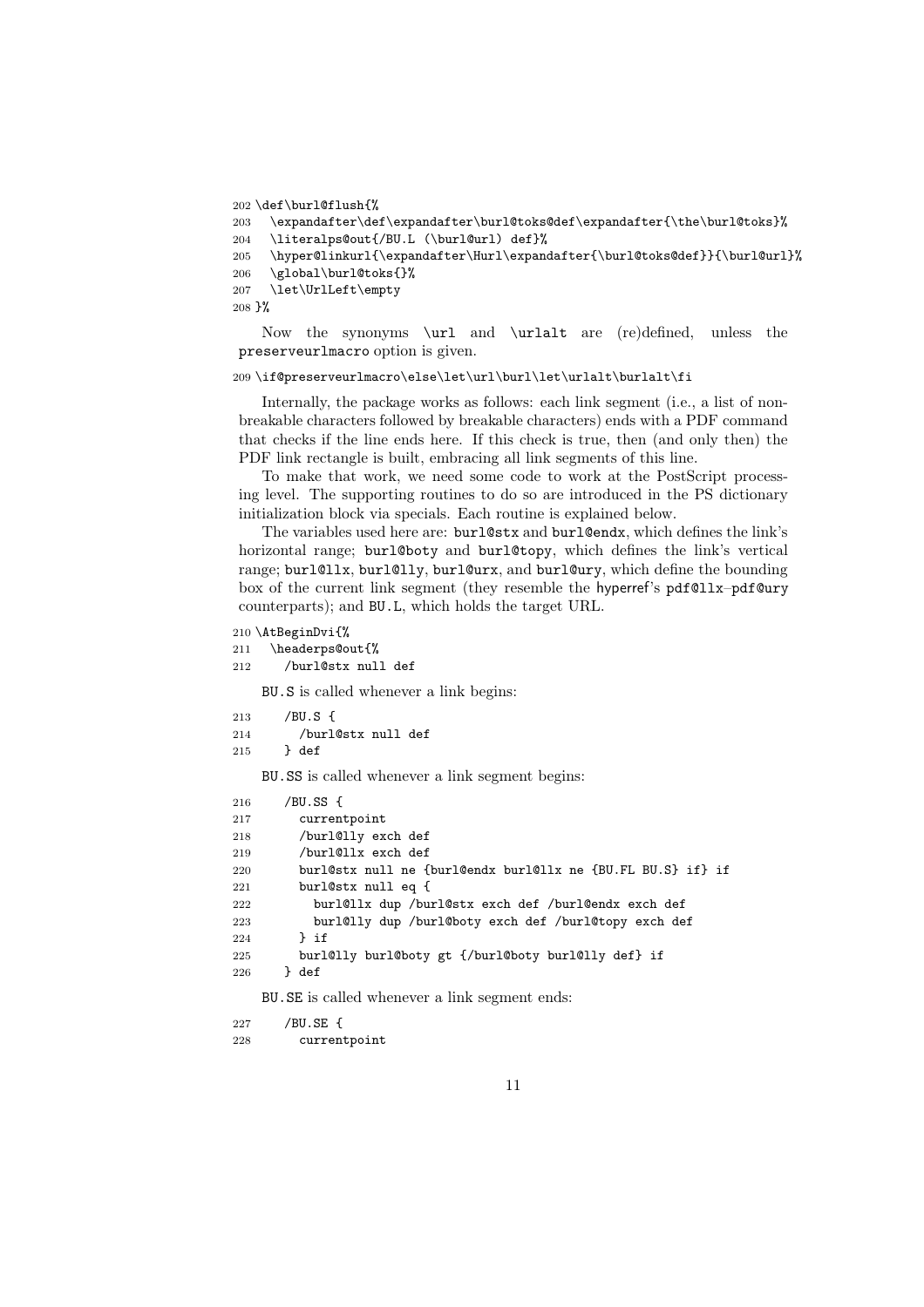```
202 \def\burl@flush{%
203   \expandafter\def\expandafter\burl@toks@def\expandafter{\the\burl@toks}%
204   \literalps@out{/BU.L (\burl@url) def}%
205   \hyper@linkurl{\expandafter\Hurl\expandafter{\burl@toks@def}}{\burl@url}%
206   \global\burl@toks{}%
207   \let\UrlLeft\empty
208 }%
```

Now the synonyms \url and \urlalt are (re)defined, unless the preserveurlmacro option is given.

```
209 \if@preserveurlmacro\else\let\url\burl\let\urlalt\burlalt\fi
```

Internally, the package works as follows: each link segment (i.e., a list of non-breakable characters followed by breakable characters) ends with a PDF command that checks if the line ends here. If this check is true, then (and only then) the PDF link rectangle is built, embracing all link segments of this line.

To make that work, we need some code to work at the PostScript processing level. The supporting routines to do so are introduced in the PS dictionary initialization block via specials. Each routine is explained below.

The variables used here are: burl@stx and burl@endx, which defines the link's horizontal range; burl@boty and burl@topy, which defines the link's vertical range; burl@llx, burl@lly, burl@urx, and burl@ury, which define the bounding box of the current link segment (they resemble the hyperref's pdf@llx–pdf@ury counterparts); and BU.L, which holds the target URL.

```
210 \AtBeginDvi{%
211   \headerps@out{%
212     /burl@stx null def
```

BU.S is called whenever a link begins:

```
213     /BU.S {
214       /burl@stx null def
215     } def
```

BU.SS is called whenever a link segment begins:

```
216     /BU.SS {
217       currentpoint
218       /burl@lly exch def
219       /burl@llx exch def
220       burl@stx null ne {burl@endx burl@llx ne {BU.FL BU.S} if} if
221       burl@stx null eq {
222         burl@llx dup /burl@stx exch def /burl@endx exch def
223         burl@lly dup /burl@boty exch def /burl@topy exch def
224       } if
225       burl@lly burl@boty gt {/burl@boty burl@lly def} if
226     } def
```

BU.SE is called whenever a link segment ends:

```
227     /BU.SE {
228       currentpoint
```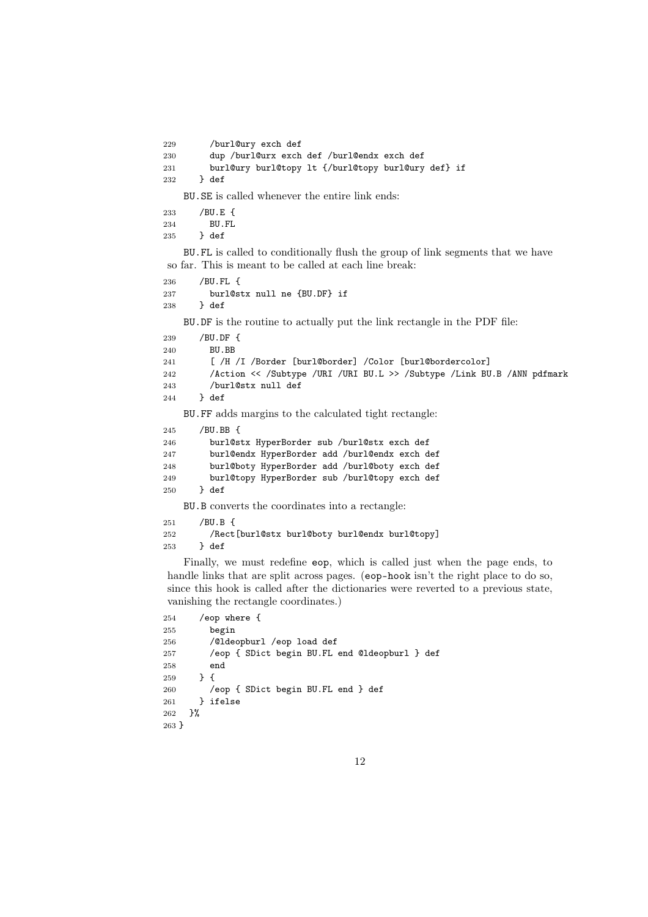```
229     /burl@ury exch def
230     dup /burl@urx exch def /burl@endx exch def
231     burl@ury burl@topy lt {/burl@topy burl@ury def} if
232   } def
```

BU.SE is called whenever the entire link ends:

```
233   /BU.E {
234     BU.FL
235   } def
```

BU.FL is called to conditionally flush the group of link segments that we have so far. This is meant to be called at each line break:

```
236   /BU.FL {
237     burl@stx null ne {BU.DF} if
238   } def
```

BU.DF is the routine to actually put the link rectangle in the PDF file:

```
239   /BU.DF {
240     BU.BB
241     [ /H /I /Border [burl@border] /Color [burl@bordercolor]
242     /Action << /Subtype /URI /URI BU.L >> /Subtype /Link BU.B /ANN pdfmark
243     /burl@stx null def
244   } def
```

BU.FF adds margins to the calculated tight rectangle:

```
245   /BU.BB {
246     burl@stx HyperBorder sub /burl@stx exch def
247     burl@endx HyperBorder add /burl@endx exch def
248     burl@boty HyperBorder add /burl@boty exch def
249     burl@topy HyperBorder sub /burl@topy exch def
250   } def
```

BU.B converts the coordinates into a rectangle:

```
251   /BU.B {
252     /Rect[burl@stx burl@boty burl@endx burl@topy]
253   } def
```

Finally, we must redefine eop, which is called just when the page ends, to handle links that are split across pages. (eop-hook isn't the right place to do so, since this hook is called after the dictionaries were reverted to a previous state, vanishing the rectangle coordinates.)

```
254   /eop where {
255     begin
256     /@ldeopburl /eop load def
257     /eop { SDict begin BU.FL end @ldeopburl } def
258     end
259   } {
260     /eop { SDict begin BU.FL end } def
261   } ifelse
262  }%
263 }
```